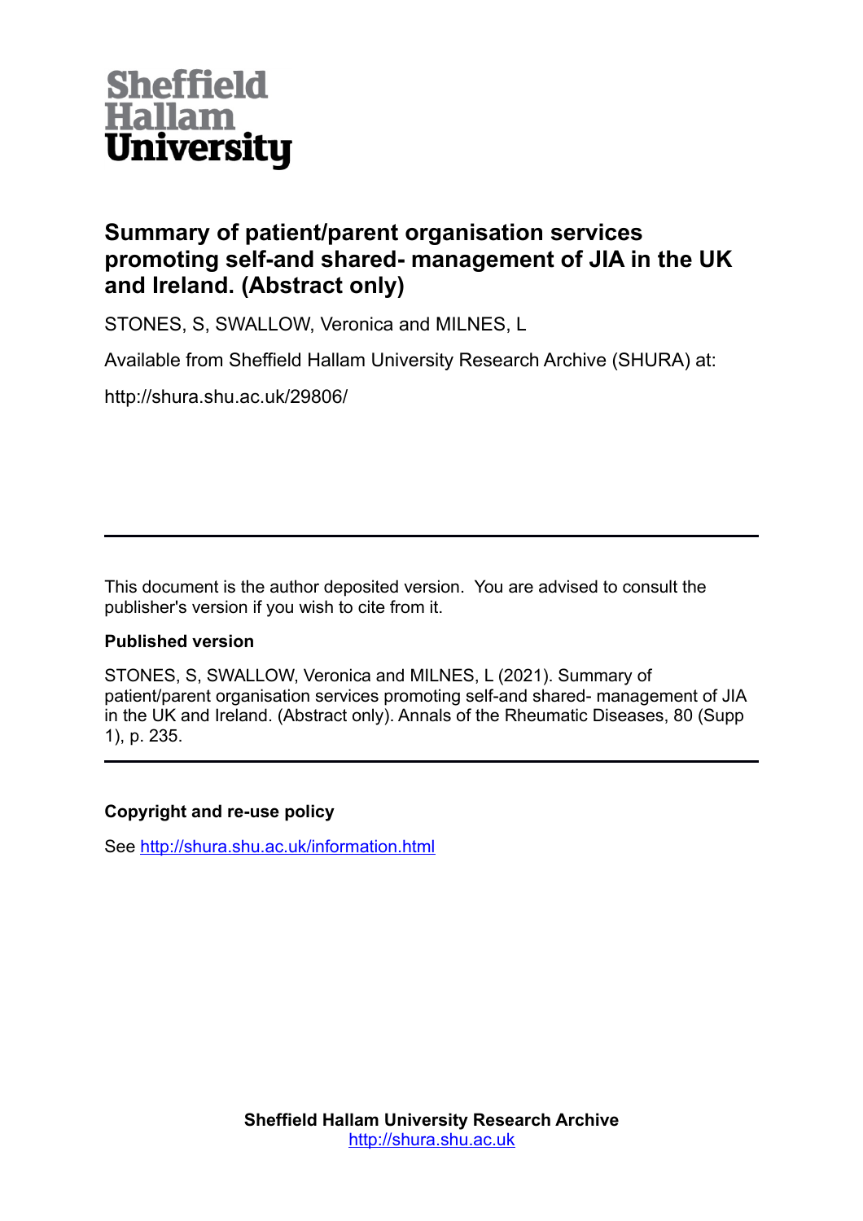Sheffield Hallam University

# Summary of patient/parent organisation services promoting self-and shared- management of JIA in the UK and Ireland. (Abstract only)

STONES, S, SWALLOW, Veronica and MILNES, L

Available from Sheffield Hallam University Research Archive (SHURA) at:

http://shura.shu.ac.uk/29806/

---

This document is the author deposited version. You are advised to consult the publisher's version if you wish to cite from it.

**Published version**

STONES, S, SWALLOW, Veronica and MILNES, L (2021). Summary of patient/parent organisation services promoting self-and shared- management of JIA in the UK and Ireland. (Abstract only). Annals of the Rheumatic Diseases, 80 (Supp 1), p. 235.

---

**Copyright and re-use policy**

See http://shura.shu.ac.uk/information.html

**Sheffield Hallam University Research Archive**
http://shura.shu.ac.uk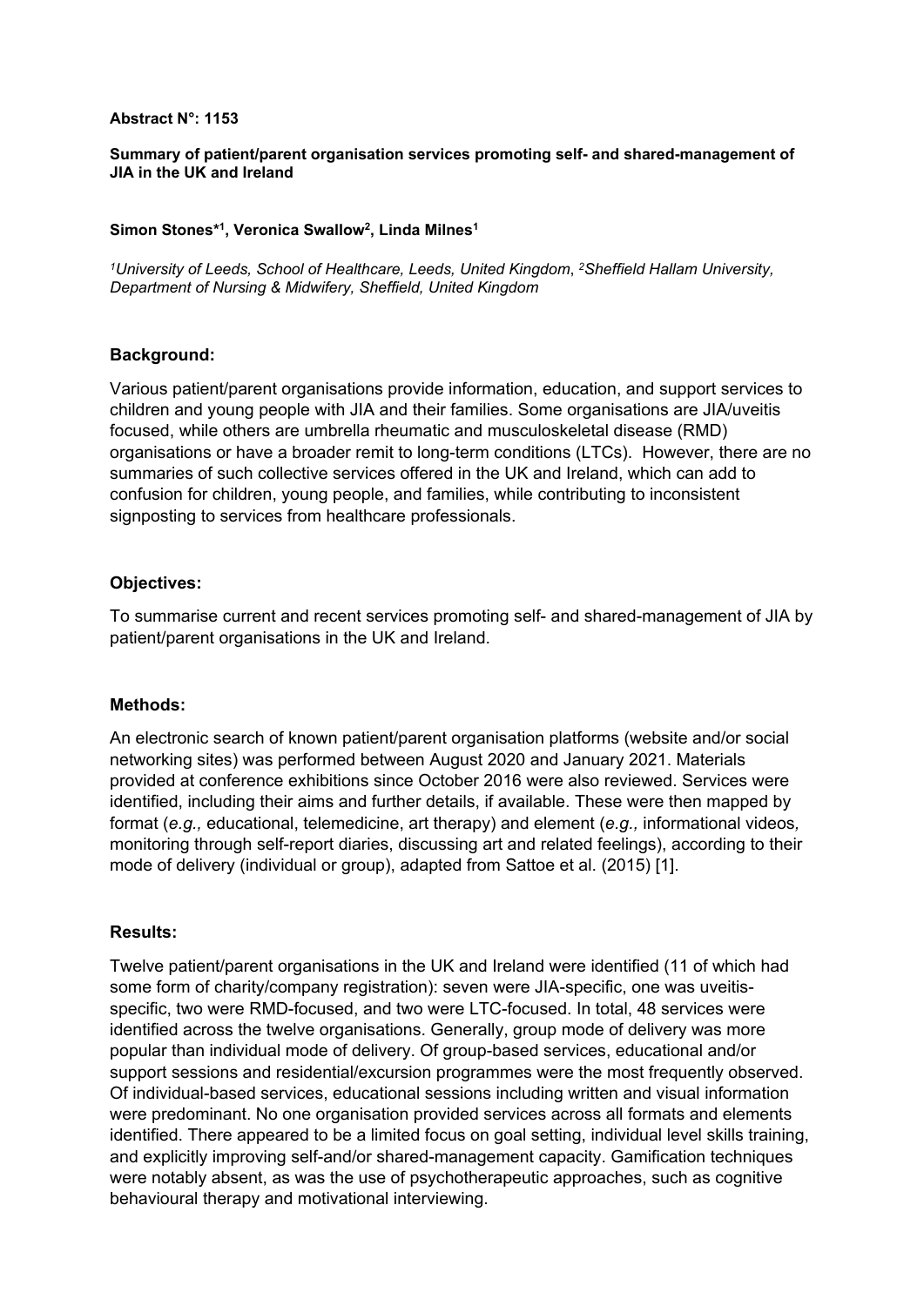**Abstract N°: 1153**

**Summary of patient/parent organisation services promoting self- and shared-management of JIA in the UK and Ireland**

**Simon Stones*[1], Veronica Swallow[2], Linda Milnes[1]**

*[1]University of Leeds, School of Healthcare, Leeds, United Kingdom*, *[2]Sheffield Hallam University, Department of Nursing & Midwifery, Sheffield, United Kingdom*

## Background:

Various patient/parent organisations provide information, education, and support services to children and young people with JIA and their families. Some organisations are JIA/uveitis focused, while others are umbrella rheumatic and musculoskeletal disease (RMD) organisations or have a broader remit to long-term conditions (LTCs). However, there are no summaries of such collective services offered in the UK and Ireland, which can add to confusion for children, young people, and families, while contributing to inconsistent signposting to services from healthcare professionals.

## Objectives:

To summarise current and recent services promoting self- and shared-management of JIA by patient/parent organisations in the UK and Ireland.

## Methods:

An electronic search of known patient/parent organisation platforms (website and/or social networking sites) was performed between August 2020 and January 2021. Materials provided at conference exhibitions since October 2016 were also reviewed. Services were identified, including their aims and further details, if available. These were then mapped by format (*e.g.,* educational, telemedicine, art therapy) and element (*e.g.,* informational videos, monitoring through self-report diaries, discussing art and related feelings), according to their mode of delivery (individual or group), adapted from Sattoe et al. (2015) [1].

## Results:

Twelve patient/parent organisations in the UK and Ireland were identified (11 of which had some form of charity/company registration): seven were JIA-specific, one was uveitis-specific, two were RMD-focused, and two were LTC-focused. In total, 48 services were identified across the twelve organisations. Generally, group mode of delivery was more popular than individual mode of delivery. Of group-based services, educational and/or support sessions and residential/excursion programmes were the most frequently observed. Of individual-based services, educational sessions including written and visual information were predominant. No one organisation provided services across all formats and elements identified. There appeared to be a limited focus on goal setting, individual level skills training, and explicitly improving self-and/or shared-management capacity. Gamification techniques were notably absent, as was the use of psychotherapeutic approaches, such as cognitive behavioural therapy and motivational interviewing.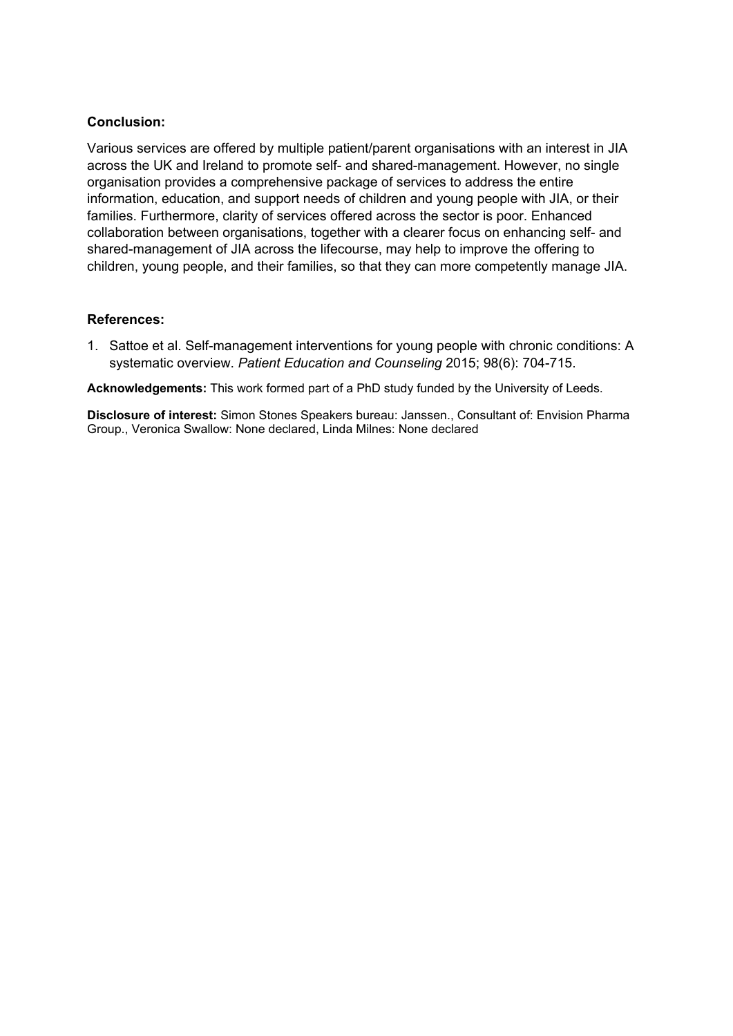### Conclusion:

Various services are offered by multiple patient/parent organisations with an interest in JIA across the UK and Ireland to promote self- and shared-management. However, no single organisation provides a comprehensive package of services to address the entire information, education, and support needs of children and young people with JIA, or their families. Furthermore, clarity of services offered across the sector is poor. Enhanced collaboration between organisations, together with a clearer focus on enhancing self- and shared-management of JIA across the lifecourse, may help to improve the offering to children, young people, and their families, so that they can more competently manage JIA.

### References:

1. Sattoe et al. Self-management interventions for young people with chronic conditions: A systematic overview. *Patient Education and Counseling* 2015; 98(6): 704-715.

**Acknowledgements:** This work formed part of a PhD study funded by the University of Leeds.

**Disclosure of interest:** Simon Stones Speakers bureau: Janssen., Consultant of: Envision Pharma Group., Veronica Swallow: None declared, Linda Milnes: None declared